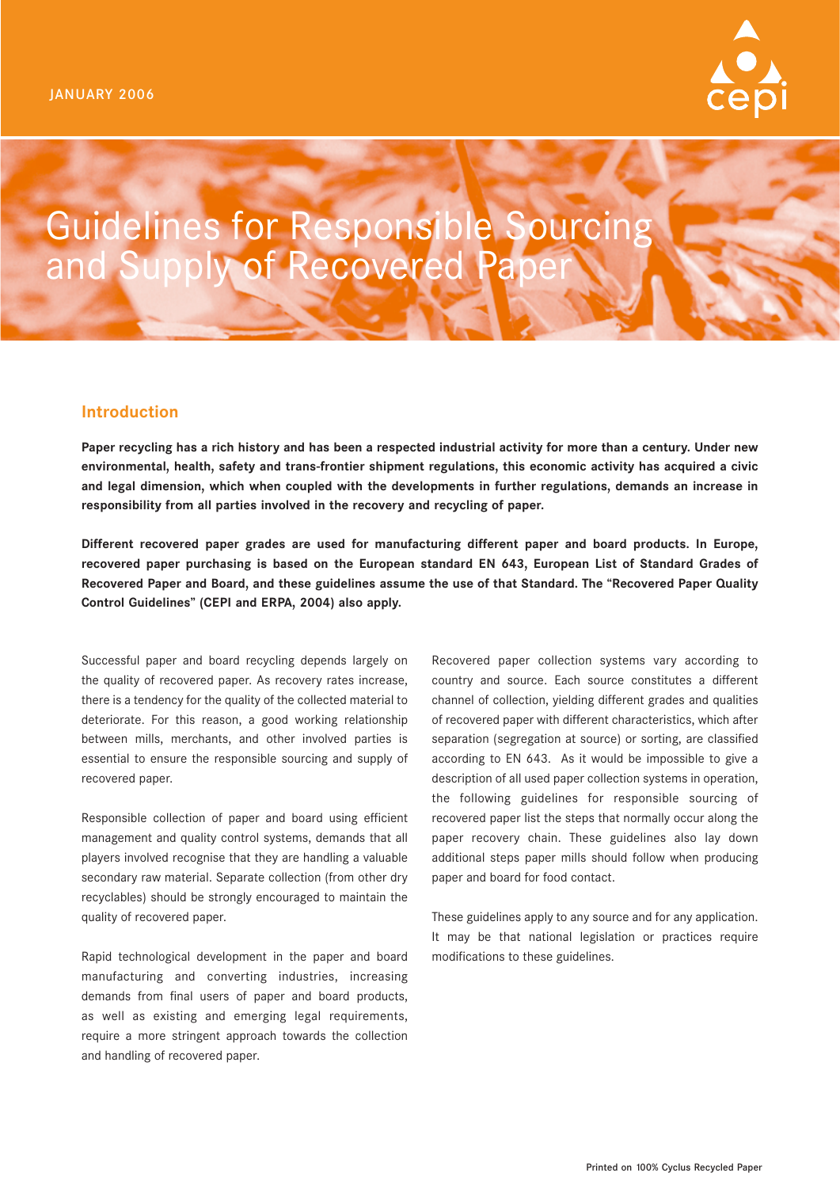JANUARY 2006

# Guidelines for Responsible Sourcing and Supply of Recovered Paper

## Introduction

**Paper recycling has a rich history and has been a respected industrial activity for more than a century. Under new environmental, health, safety and trans-frontier shipment regulations, this economic activity has acquired a civic and legal dimension, which when coupled with the developments in further regulations, demands an increase in responsibility from all parties involved in the recovery and recycling of paper.**

**Different recovered paper grades are used for manufacturing different paper and board products. In Europe, recovered paper purchasing is based on the European standard EN 643, European List of Standard Grades of Recovered Paper and Board, and these guidelines assume the use of that Standard. The "Recovered Paper Quality Control Guidelines" (CEPI and ERPA, 2004) also apply.**

Successful paper and board recycling depends largely on the quality of recovered paper. As recovery rates increase, there is a tendency for the quality of the collected material to deteriorate. For this reason, a good working relationship between mills, merchants, and other involved parties is essential to ensure the responsible sourcing and supply of recovered paper.

Responsible collection of paper and board using efficient management and quality control systems, demands that all players involved recognise that they are handling a valuable secondary raw material. Separate collection (from other dry recyclables) should be strongly encouraged to maintain the quality of recovered paper.

Rapid technological development in the paper and board manufacturing and converting industries, increasing demands from final users of paper and board products, as well as existing and emerging legal requirements, require a more stringent approach towards the collection and handling of recovered paper.

Recovered paper collection systems vary according to country and source. Each source constitutes a different channel of collection, yielding different grades and qualities of recovered paper with different characteristics, which after separation (segregation at source) or sorting, are classified according to EN 643. As it would be impossible to give a description of all used paper collection systems in operation, the following guidelines for responsible sourcing of recovered paper list the steps that normally occur along the paper recovery chain. These guidelines also lay down additional steps paper mills should follow when producing paper and board for food contact.

These guidelines apply to any source and for any application. It may be that national legislation or practices require modifications to these guidelines.

Printed on 100% Cyclus Recycled Paper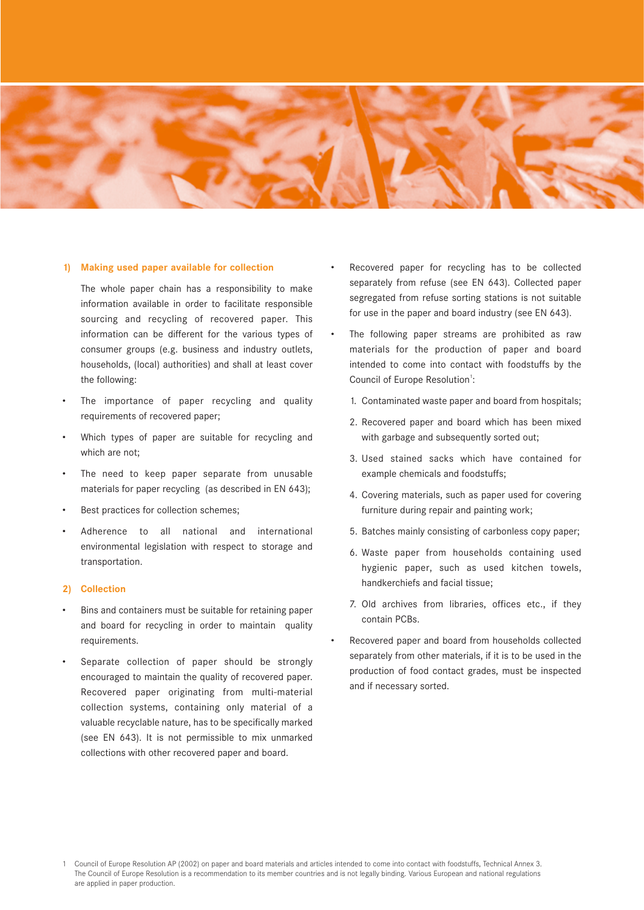## 1) Making used paper available for collection

The whole paper chain has a responsibility to make information available in order to facilitate responsible sourcing and recycling of recovered paper. This information can be different for the various types of consumer groups (e.g. business and industry outlets, households, (local) authorities) and shall at least cover the following:

- The importance of paper recycling and quality requirements of recovered paper;
- Which types of paper are suitable for recycling and which are not;
- The need to keep paper separate from unusable materials for paper recycling (as described in EN 643);
- Best practices for collection schemes;
- Adherence to all national and international environmental legislation with respect to storage and transportation.

## 2) Collection

- Bins and containers must be suitable for retaining paper and board for recycling in order to maintain quality requirements.
- Separate collection of paper should be strongly encouraged to maintain the quality of recovered paper. Recovered paper originating from multi-material collection systems, containing only material of a valuable recyclable nature, has to be specifically marked (see EN 643). It is not permissible to mix unmarked collections with other recovered paper and board.
- Recovered paper for recycling has to be collected separately from refuse (see EN 643). Collected paper segregated from refuse sorting stations is not suitable for use in the paper and board industry (see EN 643).
- The following paper streams are prohibited as raw materials for the production of paper and board intended to come into contact with foodstuffs by the Council of Europe Resolution[1]:
  1. Contaminated waste paper and board from hospitals;
  2. Recovered paper and board which has been mixed with garbage and subsequently sorted out;
  3. Used stained sacks which have contained for example chemicals and foodstuffs;
  4. Covering materials, such as paper used for covering furniture during repair and painting work;
  5. Batches mainly consisting of carbonless copy paper;
  6. Waste paper from households containing used hygienic paper, such as used kitchen towels, handkerchiefs and facial tissue;
  7. Old archives from libraries, offices etc., if they contain PCBs.
- Recovered paper and board from households collected separately from other materials, if it is to be used in the production of food contact grades, must be inspected and if necessary sorted.

1 Council of Europe Resolution AP (2002) on paper and board materials and articles intended to come into contact with foodstuffs, Technical Annex 3. The Council of Europe Resolution is a recommendation to its member countries and is not legally binding. Various European and national regulations are applied in paper production.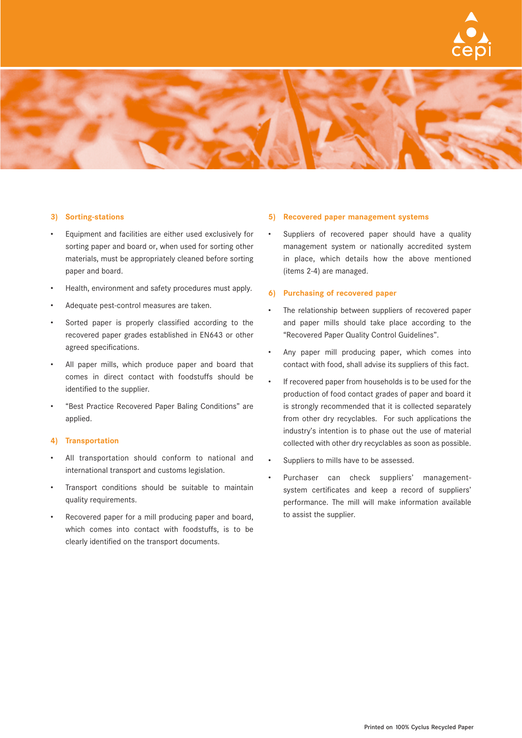### 3) Sorting-stations

- Equipment and facilities are either used exclusively for sorting paper and board or, when used for sorting other materials, must be appropriately cleaned before sorting paper and board.
- Health, environment and safety procedures must apply.
- Adequate pest-control measures are taken.
- Sorted paper is properly classified according to the recovered paper grades established in EN643 or other agreed specifications.
- All paper mills, which produce paper and board that comes in direct contact with foodstuffs should be identified to the supplier.
- "Best Practice Recovered Paper Baling Conditions" are applied.

### 4) Transportation

- All transportation should conform to national and international transport and customs legislation.
- Transport conditions should be suitable to maintain quality requirements.
- Recovered paper for a mill producing paper and board, which comes into contact with foodstuffs, is to be clearly identified on the transport documents.

### 5) Recovered paper management systems

- Suppliers of recovered paper should have a quality management system or nationally accredited system in place, which details how the above mentioned (items 2-4) are managed.

### 6) Purchasing of recovered paper

- The relationship between suppliers of recovered paper and paper mills should take place according to the "Recovered Paper Quality Control Guidelines".
- Any paper mill producing paper, which comes into contact with food, shall advise its suppliers of this fact.
- If recovered paper from households is to be used for the production of food contact grades of paper and board it is strongly recommended that it is collected separately from other dry recyclables. For such applications the industry's intention is to phase out the use of material collected with other dry recyclables as soon as possible.
- Suppliers to mills have to be assessed.
- Purchaser can check suppliers' management-system certificates and keep a record of suppliers' performance. The mill will make information available to assist the supplier.

Printed on 100% Cyclus Recycled Paper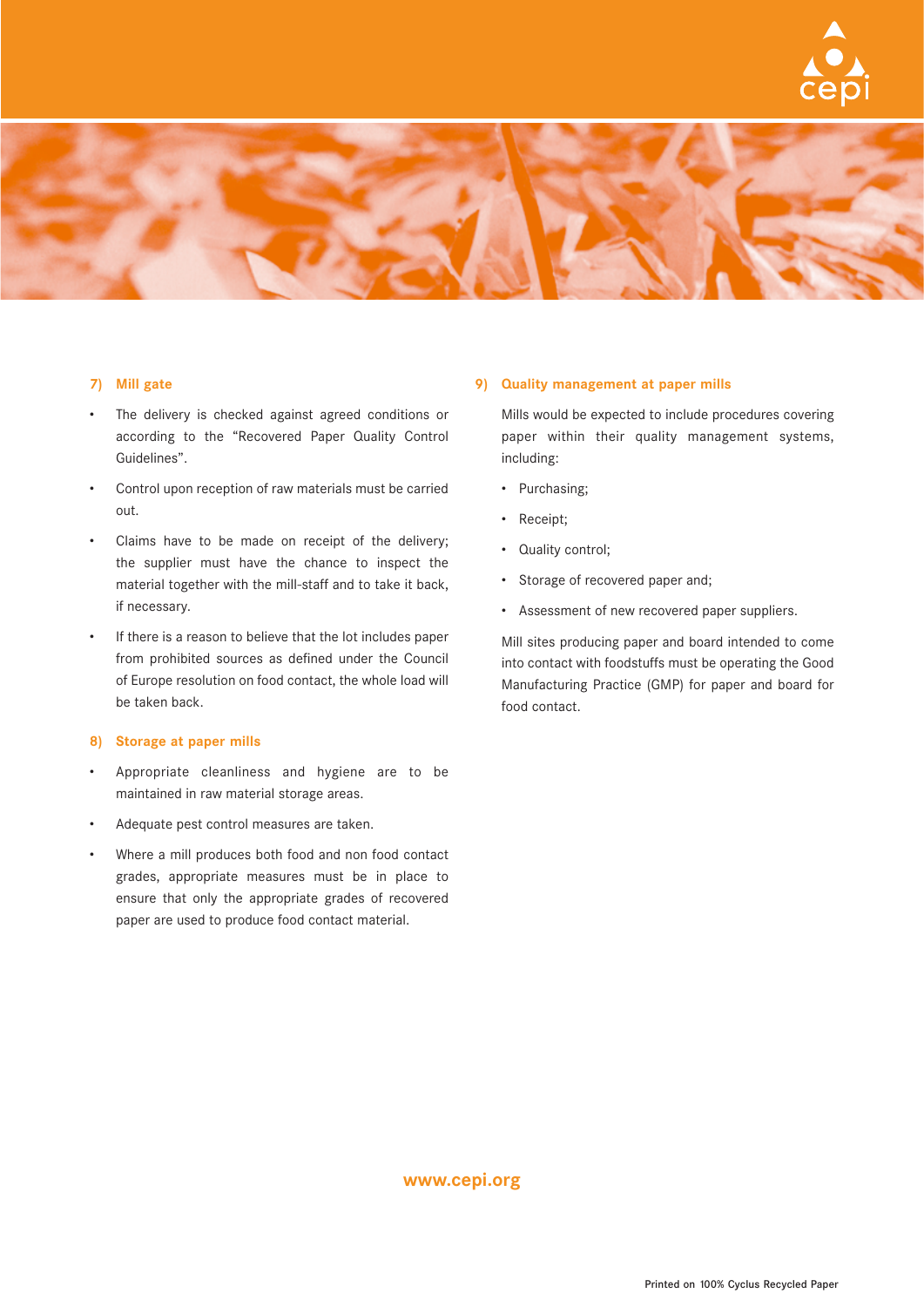### 7) Mill gate

- The delivery is checked against agreed conditions or according to the "Recovered Paper Quality Control Guidelines".
- Control upon reception of raw materials must be carried out.
- Claims have to be made on receipt of the delivery; the supplier must have the chance to inspect the material together with the mill-staff and to take it back, if necessary.
- If there is a reason to believe that the lot includes paper from prohibited sources as defined under the Council of Europe resolution on food contact, the whole load will be taken back.

### 8) Storage at paper mills

- Appropriate cleanliness and hygiene are to be maintained in raw material storage areas.
- Adequate pest control measures are taken.
- Where a mill produces both food and non food contact grades, appropriate measures must be in place to ensure that only the appropriate grades of recovered paper are used to produce food contact material.

### 9) Quality management at paper mills

Mills would be expected to include procedures covering paper within their quality management systems, including:

- Purchasing;
- Receipt;
- Quality control;
- Storage of recovered paper and;
- Assessment of new recovered paper suppliers.

Mill sites producing paper and board intended to come into contact with foodstuffs must be operating the Good Manufacturing Practice (GMP) for paper and board for food contact.

www.cepi.org

Printed on 100% Cyclus Recycled Paper